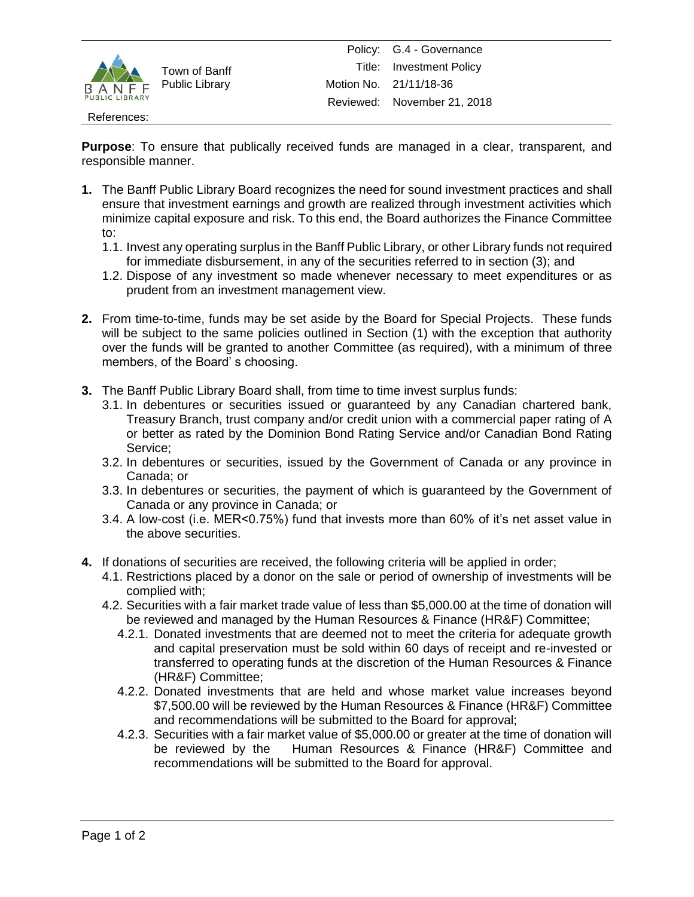| | | Policy: | G.4 - Governance |
|---|---|---|---|
| | Town of Banff Public Library | Title: | Investment Policy |
| | | Motion No. | 21/11/18-36 |
| | | Reviewed: | November 21, 2018 |
| References: | | | |

**Purpose**: To ensure that publically received funds are managed in a clear, transparent, and responsible manner.

**1.** The Banff Public Library Board recognizes the need for sound investment practices and shall ensure that investment earnings and growth are realized through investment activities which minimize capital exposure and risk. To this end, the Board authorizes the Finance Committee to:

- 1.1. Invest any operating surplus in the Banff Public Library, or other Library funds not required for immediate disbursement, in any of the securities referred to in section (3); and
- 1.2. Dispose of any investment so made whenever necessary to meet expenditures or as prudent from an investment management view.

**2.** From time-to-time, funds may be set aside by the Board for Special Projects. These funds will be subject to the same policies outlined in Section (1) with the exception that authority over the funds will be granted to another Committee (as required), with a minimum of three members, of the Board' s choosing.

**3.** The Banff Public Library Board shall, from time to time invest surplus funds:

- 3.1. In debentures or securities issued or guaranteed by any Canadian chartered bank, Treasury Branch, trust company and/or credit union with a commercial paper rating of A or better as rated by the Dominion Bond Rating Service and/or Canadian Bond Rating Service;
- 3.2. In debentures or securities, issued by the Government of Canada or any province in Canada; or
- 3.3. In debentures or securities, the payment of which is guaranteed by the Government of Canada or any province in Canada; or
- 3.4. A low-cost (i.e. MER<0.75%) fund that invests more than 60% of it's net asset value in the above securities.

**4.** If donations of securities are received, the following criteria will be applied in order;

- 4.1. Restrictions placed by a donor on the sale or period of ownership of investments will be complied with;
- 4.2. Securities with a fair market trade value of less than $5,000.00 at the time of donation will be reviewed and managed by the Human Resources & Finance (HR&F) Committee;
  - 4.2.1. Donated investments that are deemed not to meet the criteria for adequate growth and capital preservation must be sold within 60 days of receipt and re-invested or transferred to operating funds at the discretion of the Human Resources & Finance (HR&F) Committee;
  - 4.2.2. Donated investments that are held and whose market value increases beyond $7,500.00 will be reviewed by the Human Resources & Finance (HR&F) Committee and recommendations will be submitted to the Board for approval;
  - 4.2.3. Securities with a fair market value of $5,000.00 or greater at the time of donation will be reviewed by the Human Resources & Finance (HR&F) Committee and recommendations will be submitted to the Board for approval.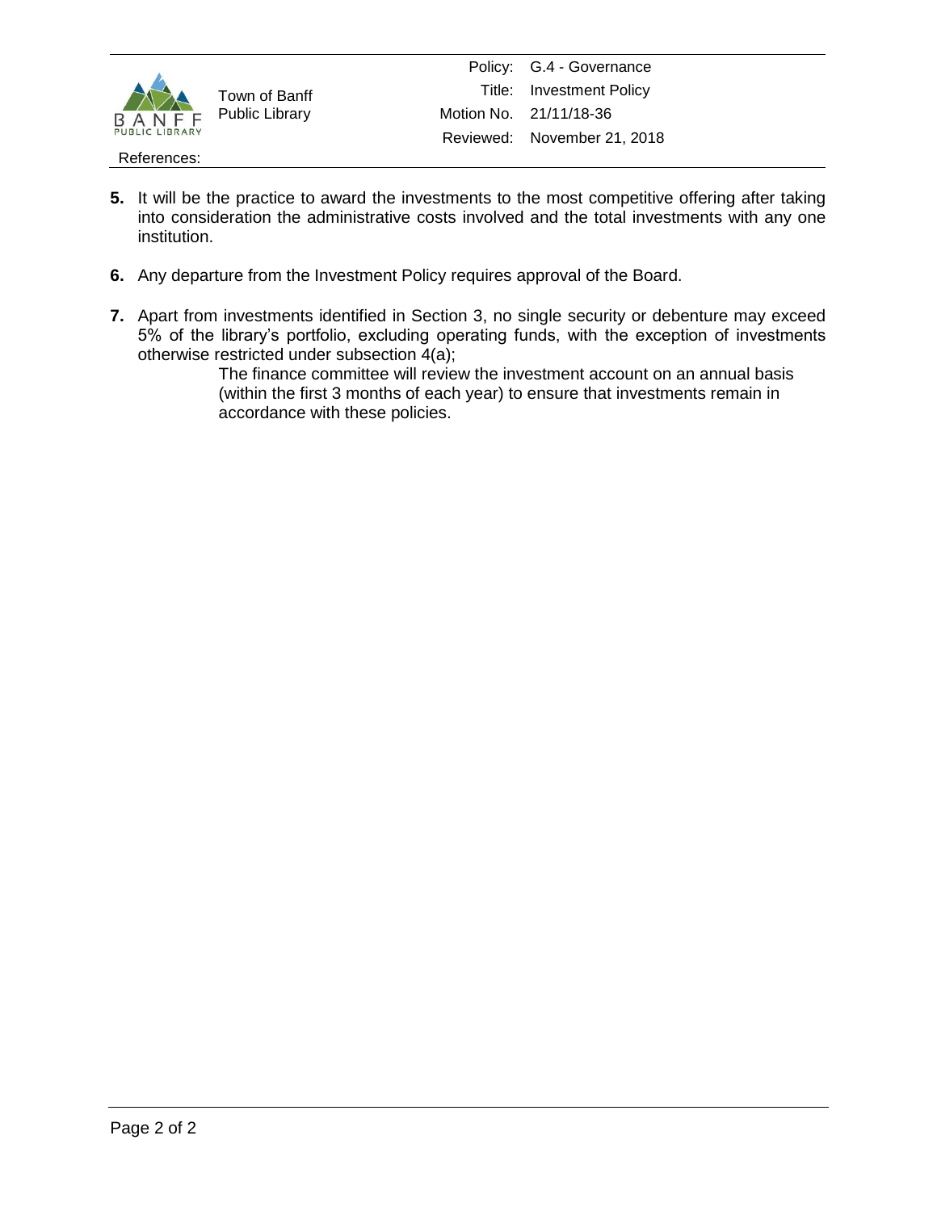**5.** It will be the practice to award the investments to the most competitive offering after taking into consideration the administrative costs involved and the total investments with any one institution.

**6.** Any departure from the Investment Policy requires approval of the Board.

**7.** Apart from investments identified in Section 3, no single security or debenture may exceed 5% of the library's portfolio, excluding operating funds, with the exception of investments otherwise restricted under subsection 4(a);

The finance committee will review the investment account on an annual basis (within the first 3 months of each year) to ensure that investments remain in accordance with these policies.